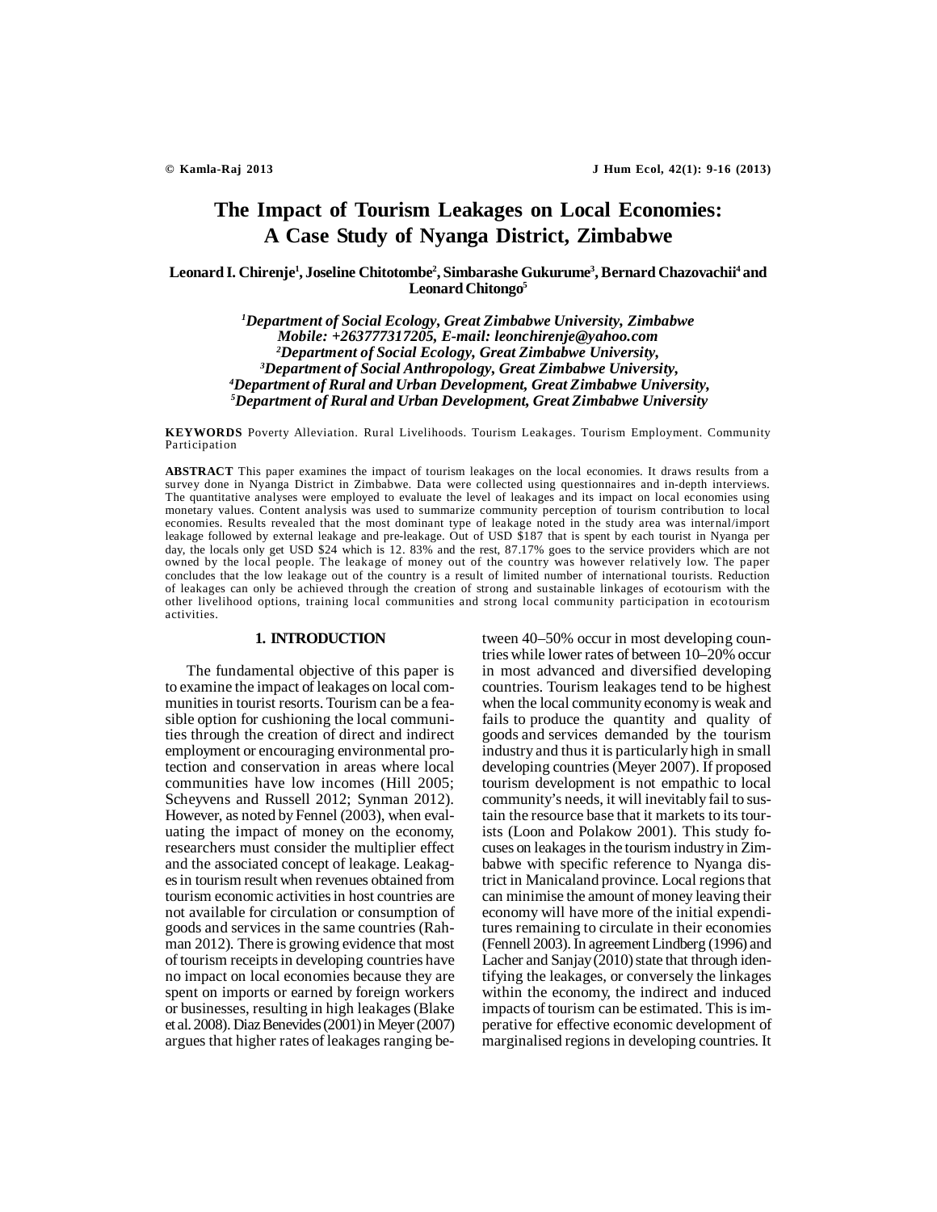# The Impact of Tourism Leakages on Local Economies: A Case Study of Nyanga District, Zimbabwe

**Leonard I. Chirenje[1], Joseline Chitotombe[2], Simbarashe Gukurume[3], Bernard Chazovachii[4] and Leonard Chitongo[5]**

*[1]Department of Social Ecology, Great Zimbabwe University, Zimbabwe*
*Mobile: +263777317205, E-mail: leonchirenje@yahoo.com*
*[2]Department of Social Ecology, Great Zimbabwe University,*
*[3]Department of Social Anthropology, Great Zimbabwe University,*
*[4]Department of Rural and Urban Development, Great Zimbabwe University,*
*[5]Department of Rural and Urban Development, Great Zimbabwe University*

**KEYWORDS** Poverty Alleviation. Rural Livelihoods. Tourism Leakages. Tourism Employment. Community Participation

**ABSTRACT** This paper examines the impact of tourism leakages on the local economies. It draws results from a survey done in Nyanga District in Zimbabwe. Data were collected using questionnaires and in-depth interviews. The quantitative analyses were employed to evaluate the level of leakages and its impact on local economies using monetary values. Content analysis was used to summarize community perception of tourism contribution to local economies. Results revealed that the most dominant type of leakage noted in the study area was internal/import leakage followed by external leakage and pre-leakage. Out of USD $187 that is spent by each tourist in Nyanga per day, the locals only get USD $24 which is 12. 83% and the rest, 87.17% goes to the service providers which are not owned by the local people. The leakage of money out of the country was however relatively low. The paper concludes that the low leakage out of the country is a result of limited number of international tourists. Reduction of leakages can only be achieved through the creation of strong and sustainable linkages of ecotourism with the other livelihood options, training local communities and strong local community participation in ecotourism activities.

## 1. INTRODUCTION

The fundamental objective of this paper is to examine the impact of leakages on local communities in tourist resorts. Tourism can be a feasible option for cushioning the local communities through the creation of direct and indirect employment or encouraging environmental protection and conservation in areas where local communities have low incomes (Hill 2005; Scheyvens and Russell 2012; Synman 2012). However, as noted by Fennel (2003), when evaluating the impact of money on the economy, researchers must consider the multiplier effect and the associated concept of leakage. Leakages in tourism result when revenues obtained from tourism economic activities in host countries are not available for circulation or consumption of goods and services in the same countries (Rahman 2012). There is growing evidence that most of tourism receipts in developing countries have no impact on local economies because they are spent on imports or earned by foreign workers or businesses, resulting in high leakages (Blake et al. 2008). Diaz Benevides (2001) in Meyer (2007) argues that higher rates of leakages ranging between 40–50% occur in most developing countries while lower rates of between 10–20% occur in most advanced and diversified developing countries. Tourism leakages tend to be highest when the local community economy is weak and fails to produce the quantity and quality of goods and services demanded by the tourism industry and thus it is particularly high in small developing countries (Meyer 2007). If proposed tourism development is not empathic to local community's needs, it will inevitably fail to sustain the resource base that it markets to its tourists (Loon and Polakow 2001). This study focuses on leakages in the tourism industry in Zimbabwe with specific reference to Nyanga district in Manicaland province. Local regions that can minimise the amount of money leaving their economy will have more of the initial expenditures remaining to circulate in their economies (Fennell 2003). In agreement Lindberg (1996) and Lacher and Sanjay (2010) state that through identifying the leakages, or conversely the linkages within the economy, the indirect and induced impacts of tourism can be estimated. This is imperative for effective economic development of marginalised regions in developing countries. It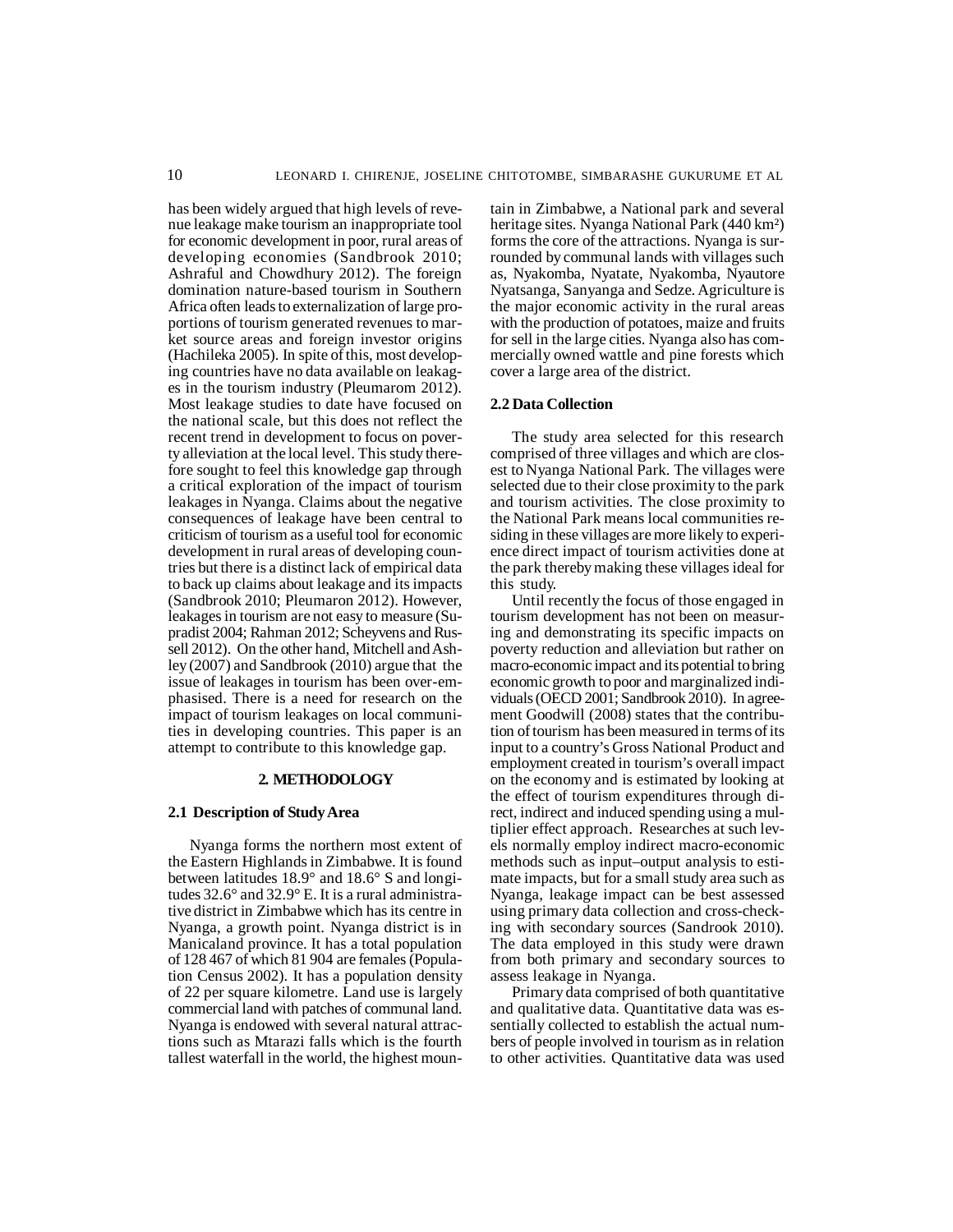has been widely argued that high levels of revenue leakage make tourism an inappropriate tool for economic development in poor, rural areas of developing economies (Sandbrook 2010; Ashraful and Chowdhury 2012). The foreign domination nature-based tourism in Southern Africa often leads to externalization of large proportions of tourism generated revenues to market source areas and foreign investor origins (Hachileka 2005). In spite of this, most developing countries have no data available on leakages in the tourism industry (Pleumarom 2012). Most leakage studies to date have focused on the national scale, but this does not reflect the recent trend in development to focus on poverty alleviation at the local level. This study therefore sought to feel this knowledge gap through a critical exploration of the impact of tourism leakages in Nyanga. Claims about the negative consequences of leakage have been central to criticism of tourism as a useful tool for economic development in rural areas of developing countries but there is a distinct lack of empirical data to back up claims about leakage and its impacts (Sandbrook 2010; Pleumaron 2012). However, leakages in tourism are not easy to measure (Supradist 2004; Rahman 2012; Scheyvens and Russell 2012). On the other hand, Mitchell and Ashley (2007) and Sandbrook (2010) argue that the issue of leakages in tourism has been over-emphasised. There is a need for research on the impact of tourism leakages on local communities in developing countries. This paper is an attempt to contribute to this knowledge gap.

## 2. METHODOLOGY

### 2.1 Description of Study Area

Nyanga forms the northern most extent of the Eastern Highlands in Zimbabwe. It is found between latitudes 18.9° and 18.6° S and longitudes 32.6° and 32.9° E. It is a rural administrative district in Zimbabwe which has its centre in Nyanga, a growth point. Nyanga district is in Manicaland province. It has a total population of 128 467 of which 81 904 are females (Population Census 2002). It has a population density of 22 per square kilometre. Land use is largely commercial land with patches of communal land. Nyanga is endowed with several natural attractions such as Mtarazi falls which is the fourth tallest waterfall in the world, the highest mountain in Zimbabwe, a National park and several heritage sites. Nyanga National Park (440 km²) forms the core of the attractions. Nyanga is surrounded by communal lands with villages such as, Nyakomba, Nyatate, Nyakomba, Nyautore Nyatsanga, Sanyanga and Sedze. Agriculture is the major economic activity in the rural areas with the production of potatoes, maize and fruits for sell in the large cities. Nyanga also has commercially owned wattle and pine forests which cover a large area of the district.

### 2.2 Data Collection

The study area selected for this research comprised of three villages and which are closest to Nyanga National Park. The villages were selected due to their close proximity to the park and tourism activities. The close proximity to the National Park means local communities residing in these villages are more likely to experience direct impact of tourism activities done at the park thereby making these villages ideal for this study.

Until recently the focus of those engaged in tourism development has not been on measuring and demonstrating its specific impacts on poverty reduction and alleviation but rather on macro-economic impact and its potential to bring economic growth to poor and marginalized individuals (OECD 2001; Sandbrook 2010). In agreement Goodwill (2008) states that the contribution of tourism has been measured in terms of its input to a country's Gross National Product and employment created in tourism's overall impact on the economy and is estimated by looking at the effect of tourism expenditures through direct, indirect and induced spending using a multiplier effect approach. Researches at such levels normally employ indirect macro-economic methods such as input–output analysis to estimate impacts, but for a small study area such as Nyanga, leakage impact can be best assessed using primary data collection and cross-checking with secondary sources (Sandrook 2010). The data employed in this study were drawn from both primary and secondary sources to assess leakage in Nyanga.

Primary data comprised of both quantitative and qualitative data. Quantitative data was essentially collected to establish the actual numbers of people involved in tourism as in relation to other activities. Quantitative data was used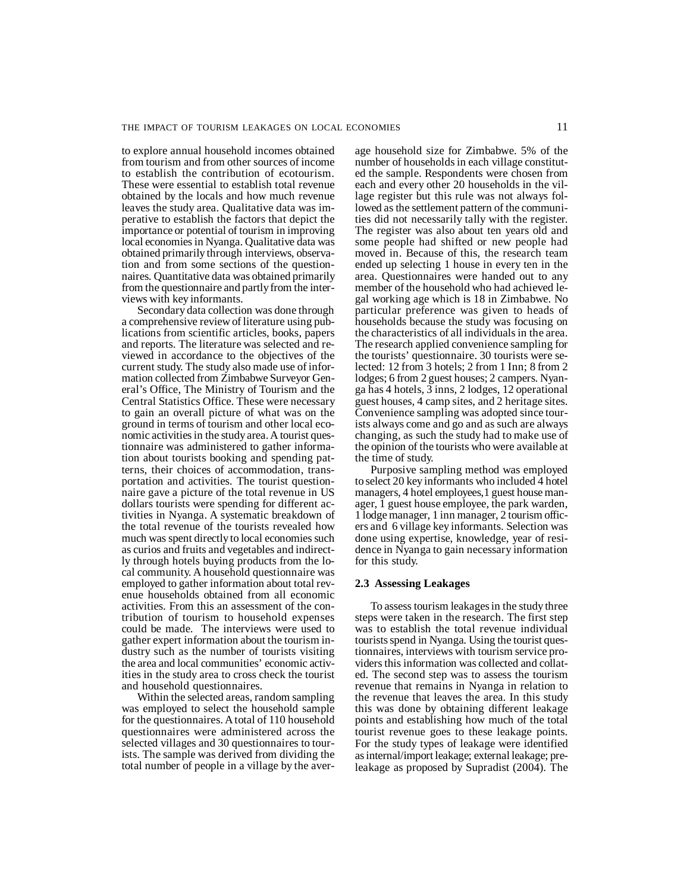to explore annual household incomes obtained from tourism and from other sources of income to establish the contribution of ecotourism. These were essential to establish total revenue obtained by the locals and how much revenue leaves the study area. Qualitative data was imperative to establish the factors that depict the importance or potential of tourism in improving local economies in Nyanga. Qualitative data was obtained primarily through interviews, observation and from some sections of the questionnaires. Quantitative data was obtained primarily from the questionnaire and partly from the interviews with key informants.

Secondary data collection was done through a comprehensive review of literature using publications from scientific articles, books, papers and reports. The literature was selected and reviewed in accordance to the objectives of the current study. The study also made use of information collected from Zimbabwe Surveyor General's Office, The Ministry of Tourism and the Central Statistics Office. These were necessary to gain an overall picture of what was on the ground in terms of tourism and other local economic activities in the study area. A tourist questionnaire was administered to gather information about tourists booking and spending patterns, their choices of accommodation, transportation and activities. The tourist questionnaire gave a picture of the total revenue in US dollars tourists were spending for different activities in Nyanga. A systematic breakdown of the total revenue of the tourists revealed how much was spent directly to local economies such as curios and fruits and vegetables and indirectly through hotels buying products from the local community. A household questionnaire was employed to gather information about total revenue households obtained from all economic activities. From this an assessment of the contribution of tourism to household expenses could be made. The interviews were used to gather expert information about the tourism industry such as the number of tourists visiting the area and local communities' economic activities in the study area to cross check the tourist and household questionnaires.

Within the selected areas, random sampling was employed to select the household sample for the questionnaires. A total of 110 household questionnaires were administered across the selected villages and 30 questionnaires to tourists. The sample was derived from dividing the total number of people in a village by the average household size for Zimbabwe. 5% of the number of households in each village constituted the sample. Respondents were chosen from each and every other 20 households in the village register but this rule was not always followed as the settlement pattern of the communities did not necessarily tally with the register. The register was also about ten years old and some people had shifted or new people had moved in. Because of this, the research team ended up selecting 1 house in every ten in the area. Questionnaires were handed out to any member of the household who had achieved legal working age which is 18 in Zimbabwe. No particular preference was given to heads of households because the study was focusing on the characteristics of all individuals in the area. The research applied convenience sampling for the tourists' questionnaire. 30 tourists were selected: 12 from 3 hotels; 2 from 1 Inn; 8 from 2 lodges; 6 from 2 guest houses; 2 campers. Nyanga has 4 hotels, 3 inns, 2 lodges, 12 operational guest houses, 4 camp sites, and 2 heritage sites. Convenience sampling was adopted since tourists always come and go and as such are always changing, as such the study had to make use of the opinion of the tourists who were available at the time of study.

Purposive sampling method was employed to select 20 key informants who included 4 hotel managers, 4 hotel employees,1 guest house manager, 1 guest house employee, the park warden, 1 lodge manager, 1 inn manager, 2 tourism officers and 6 village key informants. Selection was done using expertise, knowledge, year of residence in Nyanga to gain necessary information for this study.

### 2.3 Assessing Leakages

To assess tourism leakages in the study three steps were taken in the research. The first step was to establish the total revenue individual tourists spend in Nyanga. Using the tourist questionnaires, interviews with tourism service providers this information was collected and collated. The second step was to assess the tourism revenue that remains in Nyanga in relation to the revenue that leaves the area. In this study this was done by obtaining different leakage points and establishing how much of the total tourist revenue goes to these leakage points. For the study types of leakage were identified as internal/import leakage; external leakage; pre-leakage as proposed by Supradist (2004). The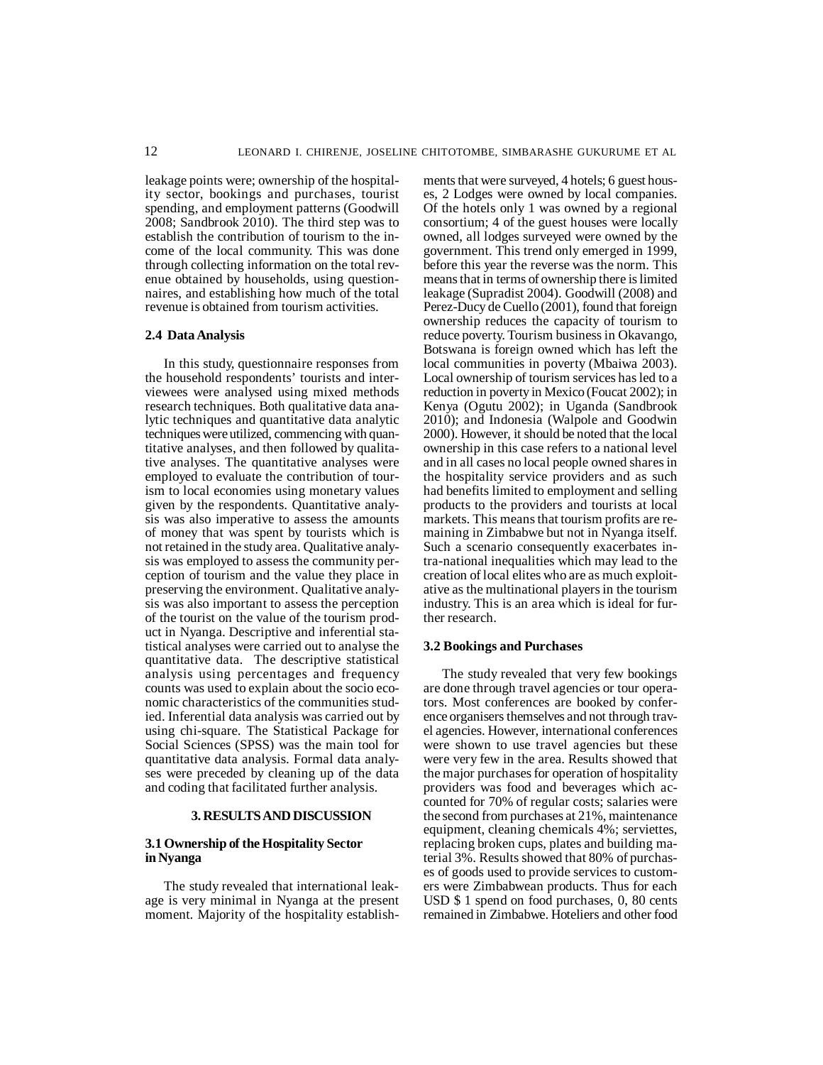leakage points were; ownership of the hospitality sector, bookings and purchases, tourist spending, and employment patterns (Goodwill 2008; Sandbrook 2010). The third step was to establish the contribution of tourism to the income of the local community. This was done through collecting information on the total revenue obtained by households, using questionnaires, and establishing how much of the total revenue is obtained from tourism activities.

### 2.4 Data Analysis

In this study, questionnaire responses from the household respondents' tourists and interviewees were analysed using mixed methods research techniques. Both qualitative data analytic techniques and quantitative data analytic techniques were utilized, commencing with quantitative analyses, and then followed by qualitative analyses. The quantitative analyses were employed to evaluate the contribution of tourism to local economies using monetary values given by the respondents. Quantitative analysis was also imperative to assess the amounts of money that was spent by tourists which is not retained in the study area. Qualitative analysis was employed to assess the community perception of tourism and the value they place in preserving the environment. Qualitative analysis was also important to assess the perception of the tourist on the value of the tourism product in Nyanga. Descriptive and inferential statistical analyses were carried out to analyse the quantitative data. The descriptive statistical analysis using percentages and frequency counts was used to explain about the socio economic characteristics of the communities studied. Inferential data analysis was carried out by using chi-square. The Statistical Package for Social Sciences (SPSS) was the main tool for quantitative data analysis. Formal data analyses were preceded by cleaning up of the data and coding that facilitated further analysis.

## 3. RESULTS AND DISCUSSION

### 3.1 Ownership of the Hospitality Sector in Nyanga

The study revealed that international leakage is very minimal in Nyanga at the present moment. Majority of the hospitality establishments that were surveyed, 4 hotels; 6 guest houses, 2 Lodges were owned by local companies. Of the hotels only 1 was owned by a regional consortium; 4 of the guest houses were locally owned, all lodges surveyed were owned by the government. This trend only emerged in 1999, before this year the reverse was the norm. This means that in terms of ownership there is limited leakage (Supradist 2004). Goodwill (2008) and Perez-Ducy de Cuello (2001), found that foreign ownership reduces the capacity of tourism to reduce poverty. Tourism business in Okavango, Botswana is foreign owned which has left the local communities in poverty (Mbaiwa 2003). Local ownership of tourism services has led to a reduction in poverty in Mexico (Foucat 2002); in Kenya (Ogutu 2002); in Uganda (Sandbrook 2010); and Indonesia (Walpole and Goodwin 2000). However, it should be noted that the local ownership in this case refers to a national level and in all cases no local people owned shares in the hospitality service providers and as such had benefits limited to employment and selling products to the providers and tourists at local markets. This means that tourism profits are remaining in Zimbabwe but not in Nyanga itself. Such a scenario consequently exacerbates intra-national inequalities which may lead to the creation of local elites who are as much exploitative as the multinational players in the tourism industry. This is an area which is ideal for further research.

### 3.2 Bookings and Purchases

The study revealed that very few bookings are done through travel agencies or tour operators. Most conferences are booked by conference organisers themselves and not through travel agencies. However, international conferences were shown to use travel agencies but these were very few in the area. Results showed that the major purchases for operation of hospitality providers was food and beverages which accounted for 70% of regular costs; salaries were the second from purchases at 21%, maintenance equipment, cleaning chemicals 4%; serviettes, replacing broken cups, plates and building material 3%. Results showed that 80% of purchases of goods used to provide services to customers were Zimbabwean products. Thus for each USD $ 1 spend on food purchases, 0, 80 cents remained in Zimbabwe. Hoteliers and other food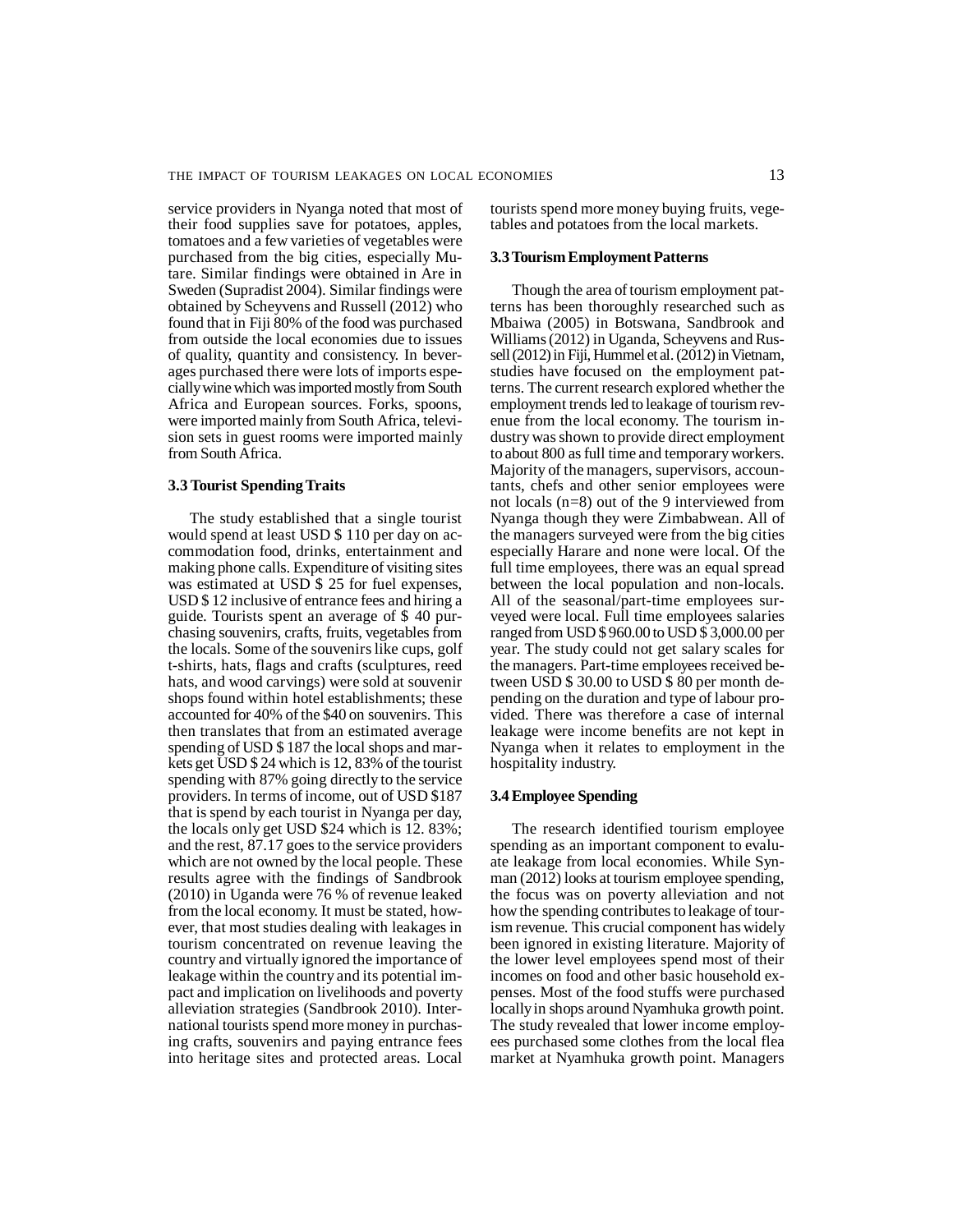service providers in Nyanga noted that most of their food supplies save for potatoes, apples, tomatoes and a few varieties of vegetables were purchased from the big cities, especially Mutare. Similar findings were obtained in Are in Sweden (Supradist 2004). Similar findings were obtained by Scheyvens and Russell (2012) who found that in Fiji 80% of the food was purchased from outside the local economies due to issues of quality, quantity and consistency. In beverages purchased there were lots of imports especially wine which was imported mostly from South Africa and European sources. Forks, spoons, were imported mainly from South Africa, television sets in guest rooms were imported mainly from South Africa.

### 3.3 Tourist Spending Traits

The study established that a single tourist would spend at least USD $ 110 per day on accommodation food, drinks, entertainment and making phone calls. Expenditure of visiting sites was estimated at USD $ 25 for fuel expenses, USD $ 12 inclusive of entrance fees and hiring a guide. Tourists spent an average of $ 40 purchasing souvenirs, crafts, fruits, vegetables from the locals. Some of the souvenirs like cups, golf t-shirts, hats, flags and crafts (sculptures, reed hats, and wood carvings) were sold at souvenir shops found within hotel establishments; these accounted for 40% of the $40 on souvenirs. This then translates that from an estimated average spending of USD $ 187 the local shops and markets get USD $ 24 which is 12, 83% of the tourist spending with 87% going directly to the service providers. In terms of income, out of USD $187 that is spend by each tourist in Nyanga per day, the locals only get USD $24 which is 12. 83%; and the rest, 87.17 goes to the service providers which are not owned by the local people. These results agree with the findings of Sandbrook (2010) in Uganda were 76 % of revenue leaked from the local economy. It must be stated, however, that most studies dealing with leakages in tourism concentrated on revenue leaving the country and virtually ignored the importance of leakage within the country and its potential impact and implication on livelihoods and poverty alleviation strategies (Sandbrook 2010). International tourists spend more money in purchasing crafts, souvenirs and paying entrance fees into heritage sites and protected areas. Local tourists spend more money buying fruits, vegetables and potatoes from the local markets.

### 3.3 Tourism Employment Patterns

Though the area of tourism employment patterns has been thoroughly researched such as Mbaiwa (2005) in Botswana, Sandbrook and Williams (2012) in Uganda, Scheyvens and Russell (2012) in Fiji, Hummel et al. (2012) in Vietnam, studies have focused on the employment patterns. The current research explored whether the employment trends led to leakage of tourism revenue from the local economy. The tourism industry was shown to provide direct employment to about 800 as full time and temporary workers. Majority of the managers, supervisors, accountants, chefs and other senior employees were not locals (n=8) out of the 9 interviewed from Nyanga though they were Zimbabwean. All of the managers surveyed were from the big cities especially Harare and none were local. Of the full time employees, there was an equal spread between the local population and non-locals. All of the seasonal/part-time employees surveyed were local. Full time employees salaries ranged from USD $ 960.00 to USD $ 3,000.00 per year. The study could not get salary scales for the managers. Part-time employees received between USD $ 30.00 to USD $ 80 per month depending on the duration and type of labour provided. There was therefore a case of internal leakage were income benefits are not kept in Nyanga when it relates to employment in the hospitality industry.

### 3.4 Employee Spending

The research identified tourism employee spending as an important component to evaluate leakage from local economies. While Synman (2012) looks at tourism employee spending, the focus was on poverty alleviation and not how the spending contributes to leakage of tourism revenue. This crucial component has widely been ignored in existing literature. Majority of the lower level employees spend most of their incomes on food and other basic household expenses. Most of the food stuffs were purchased locally in shops around Nyamhuka growth point. The study revealed that lower income employees purchased some clothes from the local flea market at Nyamhuka growth point. Managers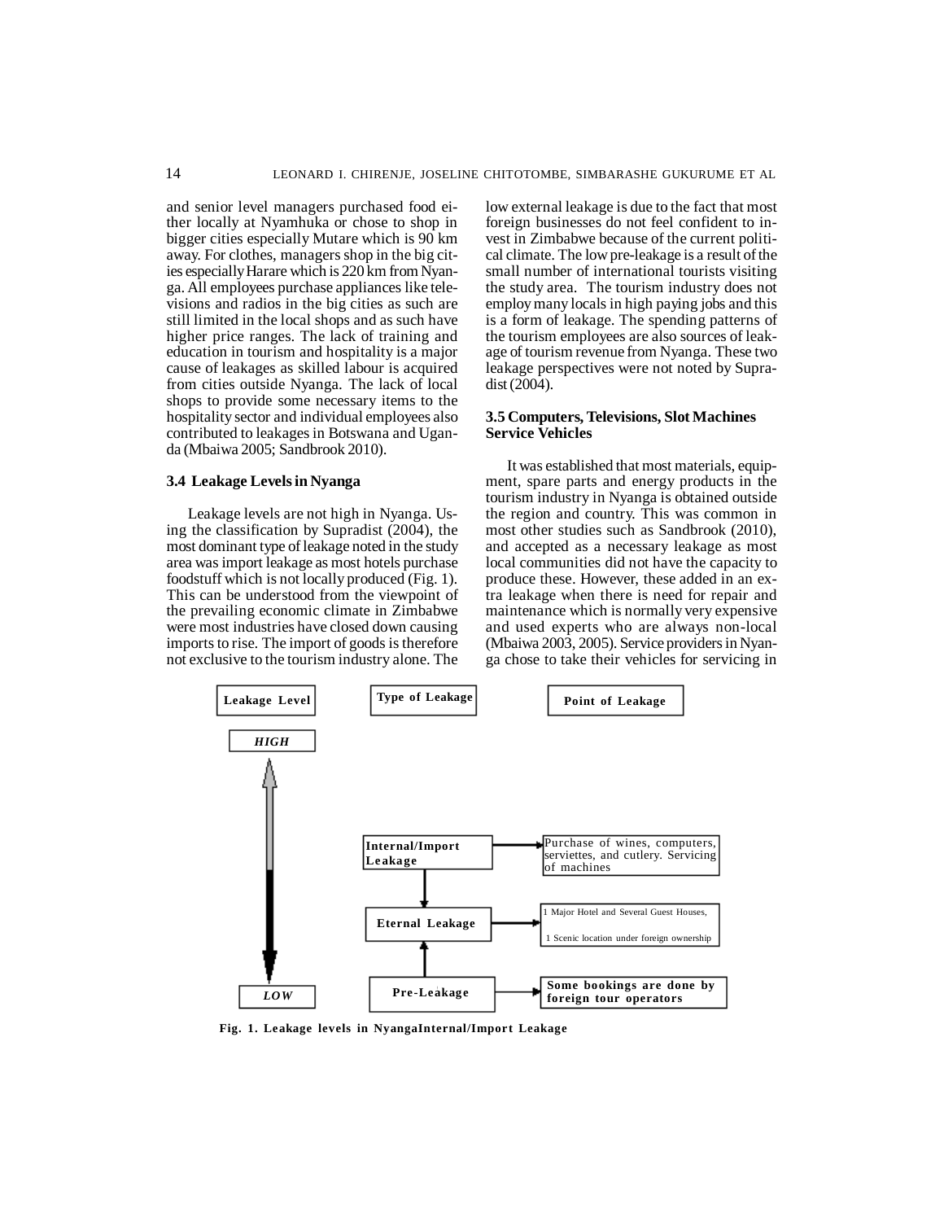and senior level managers purchased food either locally at Nyamhuka or chose to shop in bigger cities especially Mutare which is 90 km away. For clothes, managers shop in the big cities especially Harare which is 220 km from Nyanga. All employees purchase appliances like televisions and radios in the big cities as such are still limited in the local shops and as such have higher price ranges. The lack of training and education in tourism and hospitality is a major cause of leakages as skilled labour is acquired from cities outside Nyanga. The lack of local shops to provide some necessary items to the hospitality sector and individual employees also contributed to leakages in Botswana and Uganda (Mbaiwa 2005; Sandbrook 2010).

### 3.4 Leakage Levels in Nyanga

Leakage levels are not high in Nyanga. Using the classification by Supradist (2004), the most dominant type of leakage noted in the study area was import leakage as most hotels purchase foodstuff which is not locally produced (Fig. 1). This can be understood from the viewpoint of the prevailing economic climate in Zimbabwe were most industries have closed down causing imports to rise. The import of goods is therefore not exclusive to the tourism industry alone. The low external leakage is due to the fact that most foreign businesses do not feel confident to invest in Zimbabwe because of the current political climate. The low pre-leakage is a result of the small number of international tourists visiting the study area. The tourism industry does not employ many locals in high paying jobs and this is a form of leakage. The spending patterns of the tourism employees are also sources of leakage of tourism revenue from Nyanga. These two leakage perspectives were not noted by Supradist (2004).

### 3.5 Computers, Televisions, Slot Machines Service Vehicles

It was established that most materials, equipment, spare parts and energy products in the tourism industry in Nyanga is obtained outside the region and country. This was common in most other studies such as Sandbrook (2010), and accepted as a necessary leakage as most local communities did not have the capacity to produce these. However, these added in an extra leakage when there is need for repair and maintenance which is normally very expensive and used experts who are always non-local (Mbaiwa 2003, 2005). Service providers in Nyanga chose to take their vehicles for servicing in

| Leakage Level | Type of Leakage | Point of Leakage |
|---|---|---|
| *HIGH* | | |
| | Internal/Import Leakage | Purchase of wines, computers, serviettes, and cutlery. Servicing of machines |
| | Eternal Leakage | 1 Major Hotel and Several Guest Houses, 1 Scenic location under foreign ownership |
| *LOW* | Pre-Leakage | Some bookings are done by foreign tour operators |

**Fig. 1. Leakage levels in NyangaInternal/Import Leakage**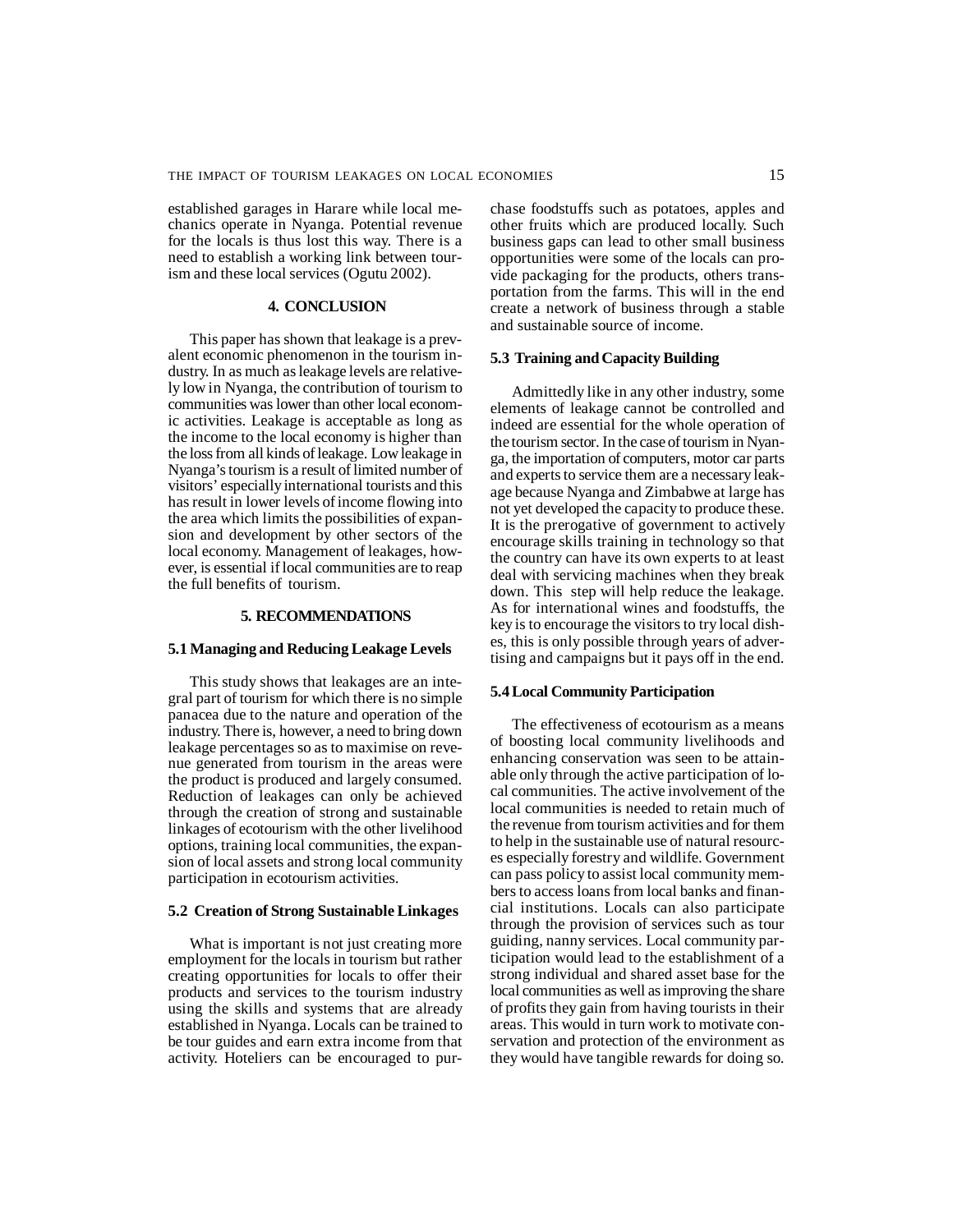established garages in Harare while local mechanics operate in Nyanga. Potential revenue for the locals is thus lost this way. There is a need to establish a working link between tourism and these local services (Ogutu 2002).

## 4. CONCLUSION

This paper has shown that leakage is a prevalent economic phenomenon in the tourism industry. In as much as leakage levels are relatively low in Nyanga, the contribution of tourism to communities was lower than other local economic activities. Leakage is acceptable as long as the income to the local economy is higher than the loss from all kinds of leakage. Low leakage in Nyanga's tourism is a result of limited number of visitors' especially international tourists and this has result in lower levels of income flowing into the area which limits the possibilities of expansion and development by other sectors of the local economy. Management of leakages, however, is essential if local communities are to reap the full benefits of tourism.

## 5. RECOMMENDATIONS

### 5.1 Managing and Reducing Leakage Levels

This study shows that leakages are an integral part of tourism for which there is no simple panacea due to the nature and operation of the industry. There is, however, a need to bring down leakage percentages so as to maximise on revenue generated from tourism in the areas were the product is produced and largely consumed. Reduction of leakages can only be achieved through the creation of strong and sustainable linkages of ecotourism with the other livelihood options, training local communities, the expansion of local assets and strong local community participation in ecotourism activities.

### 5.2 Creation of Strong Sustainable Linkages

What is important is not just creating more employment for the locals in tourism but rather creating opportunities for locals to offer their products and services to the tourism industry using the skills and systems that are already established in Nyanga. Locals can be trained to be tour guides and earn extra income from that activity. Hoteliers can be encouraged to purchase foodstuffs such as potatoes, apples and other fruits which are produced locally. Such business gaps can lead to other small business opportunities were some of the locals can provide packaging for the products, others transportation from the farms. This will in the end create a network of business through a stable and sustainable source of income.

### 5.3 Training and Capacity Building

Admittedly like in any other industry, some elements of leakage cannot be controlled and indeed are essential for the whole operation of the tourism sector. In the case of tourism in Nyanga, the importation of computers, motor car parts and experts to service them are a necessary leakage because Nyanga and Zimbabwe at large has not yet developed the capacity to produce these. It is the prerogative of government to actively encourage skills training in technology so that the country can have its own experts to at least deal with servicing machines when they break down. This step will help reduce the leakage. As for international wines and foodstuffs, the key is to encourage the visitors to try local dishes, this is only possible through years of advertising and campaigns but it pays off in the end.

### 5.4 Local Community Participation

The effectiveness of ecotourism as a means of boosting local community livelihoods and enhancing conservation was seen to be attainable only through the active participation of local communities. The active involvement of the local communities is needed to retain much of the revenue from tourism activities and for them to help in the sustainable use of natural resources especially forestry and wildlife. Government can pass policy to assist local community members to access loans from local banks and financial institutions. Locals can also participate through the provision of services such as tour guiding, nanny services. Local community participation would lead to the establishment of a strong individual and shared asset base for the local communities as well as improving the share of profits they gain from having tourists in their areas. This would in turn work to motivate conservation and protection of the environment as they would have tangible rewards for doing so.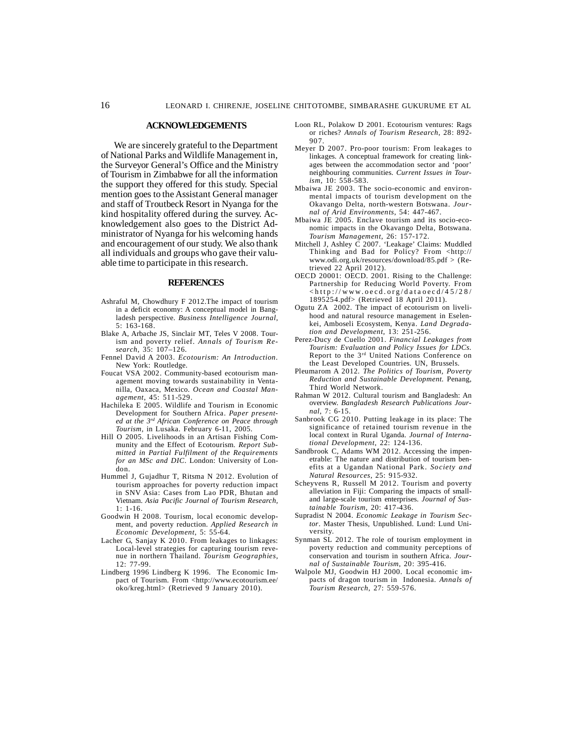## ACKNOWLEDGEMENTS

We are sincerely grateful to the Department of National Parks and Wildlife Management in, the Surveyor General's Office and the Ministry of Tourism in Zimbabwe for all the information the support they offered for this study. Special mention goes to the Assistant General manager and staff of Troutbeck Resort in Nyanga for the kind hospitality offered during the survey. Acknowledgement also goes to the District Administrator of Nyanga for his welcoming hands and encouragement of our study. We also thank all individuals and groups who gave their valuable time to participate in this research.

## REFERENCES

Ashraful M, Chowdhury F 2012.The impact of tourism in a deficit economy: A conceptual model in Bangladesh perspective. *Business Intelligence Journal*, 5: 163-168.

Blake A, Arbache JS, Sinclair MT, Teles V 2008. Tourism and poverty relief. *Annals of Tourism Research*, 35: 107–126.

Fennel David A 2003. *Ecotourism: An Introduction*. New York: Routledge.

Foucat VSA 2002. Community-based ecotourism management moving towards sustainability in Ventanilla, Oaxaca, Mexico. *Ocean and Coastal Management*, 45: 511-529.

Hachileka E 2005. Wildlife and Tourism in Economic Development for Southern Africa. *Paper presented at the 3rd African Conference on Peace through Tourism*, in Lusaka. February 6-11, 2005.

Hill O 2005. Livelihoods in an Artisan Fishing Community and the Effect of Ecotourism. *Report Submitted in Partial Fulfilment of the Requirements for an MSc and DIC*. London: University of London.

Hummel J, Gujadhur T, Ritsma N 2012. Evolution of tourism approaches for poverty reduction impact in SNV Asia: Cases from Lao PDR, Bhutan and Vietnam. *Asia Pacific Journal of Tourism Research*, 1: 1-16.

Goodwin H 2008. Tourism, local economic development, and poverty reduction. *Applied Research in Economic Development*, 5: 55-64.

Lacher G, Sanjay K 2010. From leakages to linkages: Local-level strategies for capturing tourism revenue in northern Thailand. *Tourism Geographies*, 12: 77-99.

Lindberg 1996 Lindberg K 1996. The Economic Impact of Tourism. From <http://www.ecotourism.ee/oko/kreg.html> (Retrieved 9 January 2010).

Loon RL, Polakow D 2001. Ecotourism ventures: Rags or riches? *Annals of Tourism Research*, 28: 892-907.

Meyer D 2007. Pro-poor tourism: From leakages to linkages. A conceptual framework for creating linkages between the accommodation sector and 'poor' neighbouring communities. *Current Issues in Tourism*, 10: 558-583.

Mbaiwa JE 2003. The socio-economic and environmental impacts of tourism development on the Okavango Delta, north-western Botswana. *Journal of Arid Environments*, 54: 447-467.

Mbaiwa JE 2005. Enclave tourism and its socio-economic impacts in the Okavango Delta, Botswana. *Tourism Management*, 26: 157-172.

Mitchell J, Ashley C 2007. 'Leakage' Claims: Muddled Thinking and Bad for Policy? From <http://www.odi.org.uk/resources/download/85.pdf > (Retrieved 22 April 2012).

OECD 20001: OECD. 2001. Rising to the Challenge: Partnership for Reducing World Poverty. From <http://www.oecd.org/dataoecd/45/28/1895254.pdf> (Retrieved 18 April 2011).

Ogutu ZA 2002. The impact of ecotourism on livelihood and natural resource management in Eselenkei, Amboseli Ecosystem, Kenya. *Land Degradation and Development*, 13: 251-256.

Perez-Ducy de Cuello 2001. *Financial Leakages from Tourism: Evaluation and Policy Issues for LDCs.* Report to the 3rd United Nations Conference on the Least Developed Countries. UN, Brussels.

Pleumarom A 2012. *The Politics of Tourism, Poverty Reduction and Sustainable Development*. Penang, Third World Network.

Rahman W 2012. Cultural tourism and Bangladesh: An overview. *Bangladesh Research Publications Journal*, 7: 6-15.

Sanbrook CG 2010. Putting leakage in its place: The significance of retained tourism revenue in the local context in Rural Uganda. *Journal of International Development*, 22: 124-136.

Sandbrook C, Adams WM 2012. Accessing the impenetrable: The nature and distribution of tourism benefits at a Ugandan National Park. *Society and Natural Resources*, 25: 915-932.

Scheyvens R, Russell M 2012. Tourism and poverty alleviation in Fiji: Comparing the impacts of small- and large-scale tourism enterprises. *Journal of Sustainable Tourism*, 20: 417-436.

Supradist N 2004. *Economic Leakage in Tourism Sector*. Master Thesis, Unpublished. Lund: Lund University.

Synman SL 2012. The role of tourism employment in poverty reduction and community perceptions of conservation and tourism in southern Africa. *Journal of Sustainable Tourism*, 20: 395-416.

Walpole MJ, Goodwin HJ 2000. Local economic impacts of dragon tourism in Indonesia. *Annals of Tourism Research*, 27: 559-576.